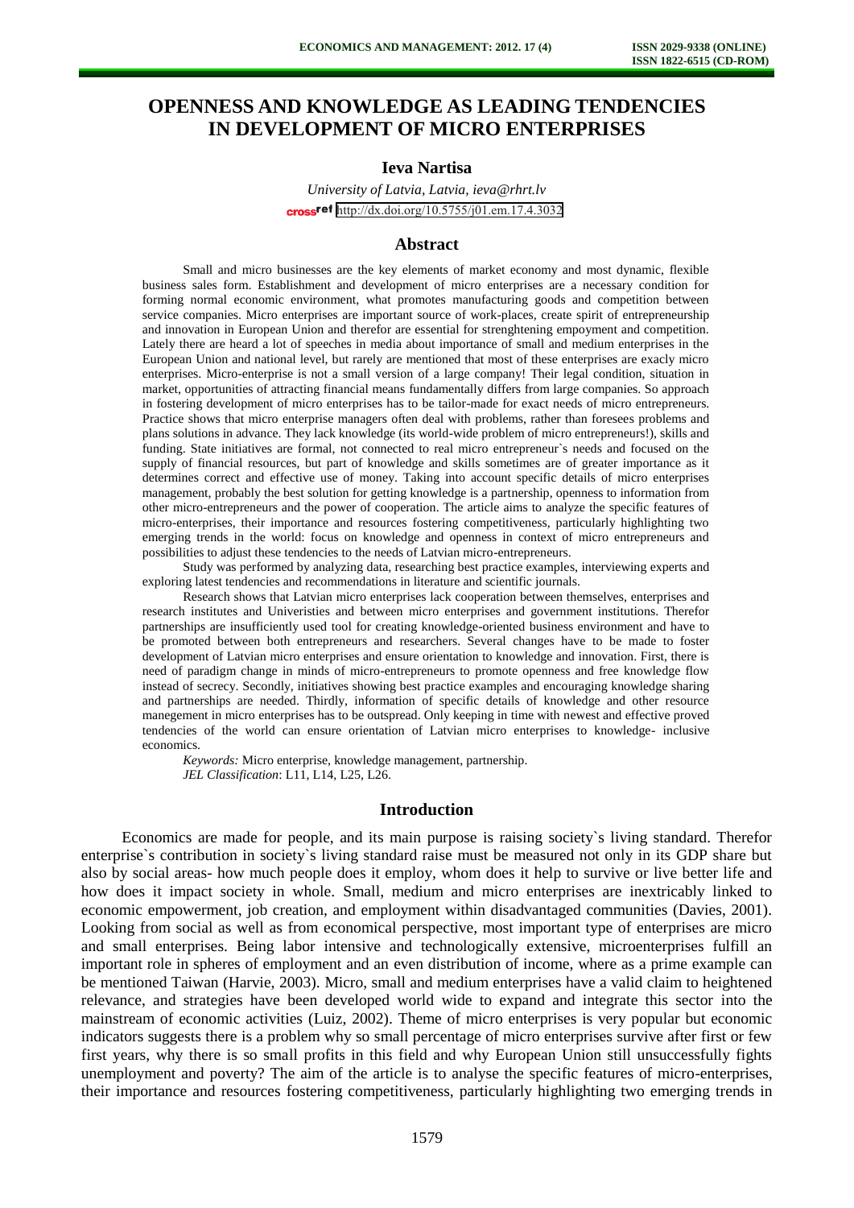# OPENNESS AND KNOWLEDGE AS LEADING TENDENCIES IN DEVELOPMENT OF MICRO ENTERPRISES

**Ieva Nartisa**

*University of Latvia, Latvia, ieva@rhrt.lv*

http://dx.doi.org/10.5755/j01.em.17.4.3032

## Abstract

Small and micro businesses are the key elements of market economy and most dynamic, flexible business sales form. Establishment and development of micro enterprises are a necessary condition for forming normal economic environment, what promotes manufacturing goods and competition between service companies. Micro enterprises are important source of work-places, create spirit of entrepreneurship and innovation in European Union and therefor are essential for strenghtening empoyment and competition. Lately there are heard a lot of speeches in media about importance of small and medium enterprises in the European Union and national level, but rarely are mentioned that most of these enterprises are exacly micro enterprises. Micro-enterprise is not a small version of a large company! Their legal condition, situation in market, opportunities of attracting financial means fundamentally differs from large companies. So approach in fostering development of micro enterprises has to be tailor-made for exact needs of micro entrepreneurs. Practice shows that micro enterprise managers often deal with problems, rather than foresees problems and plans solutions in advance. They lack knowledge (its world-wide problem of micro entrepreneurs!), skills and funding. State initiatives are formal, not connected to real micro entrepreneur`s needs and focused on the supply of financial resources, but part of knowledge and skills sometimes are of greater importance as it determines correct and effective use of money. Taking into account specific details of micro enterprises management, probably the best solution for getting knowledge is a partnership, openness to information from other micro-entrepreneurs and the power of cooperation. The article aims to analyze the specific features of micro-enterprises, their importance and resources fostering competitiveness, particularly highlighting two emerging trends in the world: focus on knowledge and openness in context of micro entrepreneurs and possibilities to adjust these tendencies to the needs of Latvian micro-entrepreneurs.

Study was performed by analyzing data, researching best practice examples, interviewing experts and exploring latest tendencies and recommendations in literature and scientific journals.

Research shows that Latvian micro enterprises lack cooperation between themselves, enterprises and research institutes and Univeristies and between micro enterprises and government institutions. Therefor partnerships are insufficiently used tool for creating knowledge-oriented business environment and have to be promoted between both entrepreneurs and researchers. Several changes have to be made to foster development of Latvian micro enterprises and ensure orientation to knowledge and innovation. First, there is need of paradigm change in minds of micro-entrepreneurs to promote openness and free knowledge flow instead of secrecy. Secondly, initiatives showing best practice examples and encouraging knowledge sharing and partnerships are needed. Thirdly, information of specific details of knowledge and other resource manegement in micro enterprises has to be outspread. Only keeping in time with newest and effective proved tendencies of the world can ensure orientation of Latvian micro enterprises to knowledge- inclusive economics.

*Keywords:* Micro enterprise, knowledge management, partnership.

*JEL Classification*: L11, L14, L25, L26.

## Introduction

Economics are made for people, and its main purpose is raising society`s living standard. Therefor enterprise`s contribution in society`s living standard raise must be measured not only in its GDP share but also by social areas- how much people does it employ, whom does it help to survive or live better life and how does it impact society in whole. Small, medium and micro enterprises are inextricably linked to economic empowerment, job creation, and employment within disadvantaged communities (Davies, 2001). Looking from social as well as from economical perspective, most important type of enterprises are micro and small enterprises. Being labor intensive and technologically extensive, microenterprises fulfill an important role in spheres of employment and an even distribution of income, where as a prime example can be mentioned Taiwan (Harvie, 2003). Micro, small and medium enterprises have a valid claim to heightened relevance, and strategies have been developed world wide to expand and integrate this sector into the mainstream of economic activities (Luiz, 2002). Theme of micro enterprises is very popular but economic indicators suggests there is a problem why so small percentage of micro enterprises survive after first or few first years, why there is so small profits in this field and why European Union still unsuccessfully fights unemployment and poverty? The aim of the article is to analyse the specific features of micro-enterprises, their importance and resources fostering competitiveness, particularly highlighting two emerging trends in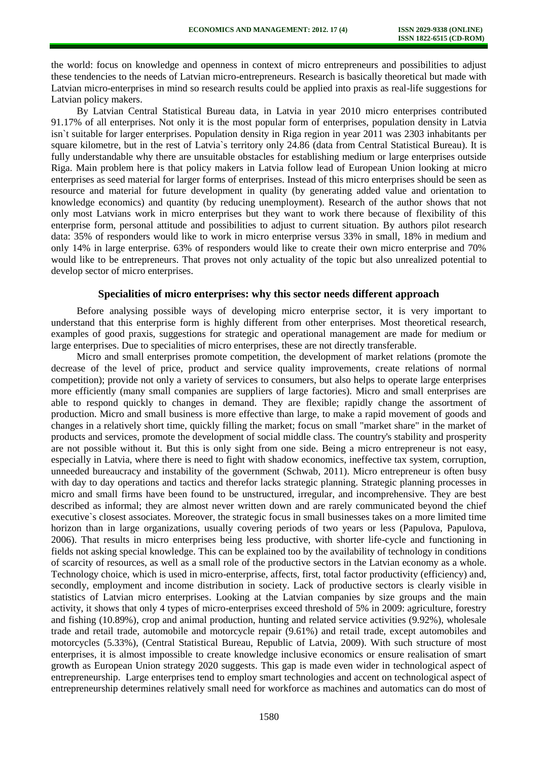the world: focus on knowledge and openness in context of micro entrepreneurs and possibilities to adjust these tendencies to the needs of Latvian micro-entrepreneurs. Research is basically theoretical but made with Latvian micro-enterprises in mind so research results could be applied into praxis as real-life suggestions for Latvian policy makers.

By Latvian Central Statistical Bureau data, in Latvia in year 2010 micro enterprises contributed 91.17% of all enterprises. Not only it is the most popular form of enterprises, population density in Latvia isn`t suitable for larger enterprises. Population density in Riga region in year 2011 was 2303 inhabitants per square kilometre, but in the rest of Latvia`s territory only 24.86 (data from Central Statistical Bureau). It is fully understandable why there are unsuitable obstacles for establishing medium or large enterprises outside Riga. Main problem here is that policy makers in Latvia follow lead of European Union looking at micro enterprises as seed material for larger forms of enterprises. Instead of this micro enterprises should be seen as resource and material for future development in quality (by generating added value and orientation to knowledge economics) and quantity (by reducing unemployment). Research of the author shows that not only most Latvians work in micro enterprises but they want to work there because of flexibility of this enterprise form, personal attitude and possibilities to adjust to current situation. By authors pilot research data: 35% of responders would like to work in micro enterprise versus 33% in small, 18% in medium and only 14% in large enterprise. 63% of responders would like to create their own micro enterprise and 70% would like to be entrepreneurs. That proves not only actuality of the topic but also unrealized potential to develop sector of micro enterprises.

## Specialities of micro enterprises: why this sector needs different approach

Before analysing possible ways of developing micro enterprise sector, it is very important to understand that this enterprise form is highly different from other enterprises. Most theoretical research, examples of good praxis, suggestions for strategic and operational management are made for medium or large enterprises. Due to specialities of micro enterprises, these are not directly transferable.

Micro and small enterprises promote competition, the development of market relations (promote the decrease of the level of price, product and service quality improvements, create relations of normal competition); provide not only a variety of services to consumers, but also helps to operate large enterprises more efficiently (many small companies are suppliers of large factories). Micro and small enterprises are able to respond quickly to changes in demand. They are flexible; rapidly change the assortment of production. Micro and small business is more effective than large, to make a rapid movement of goods and changes in a relatively short time, quickly filling the market; focus on small "market share" in the market of products and services, promote the development of social middle class. The country's stability and prosperity are not possible without it. But this is only sight from one side. Being a micro entrepreneur is not easy, especially in Latvia, where there is need to fight with shadow economics, ineffective tax system, corruption, unneeded bureaucracy and instability of the government (Schwab, 2011). Micro entrepreneur is often busy with day to day operations and tactics and therefor lacks strategic planning. Strategic planning processes in micro and small firms have been found to be unstructured, irregular, and incomprehensive. They are best described as informal; they are almost never written down and are rarely communicated beyond the chief executive`s closest associates. Moreover, the strategic focus in small businesses takes on a more limited time horizon than in large organizations, usually covering periods of two years or less (Papulova, Papulova, 2006). That results in micro enterprises being less productive, with shorter life-cycle and functioning in fields not asking special knowledge. This can be explained too by the availability of technology in conditions of scarcity of resources, as well as a small role of the productive sectors in the Latvian economy as a whole. Technology choice, which is used in micro-enterprise, affects, first, total factor productivity (efficiency) and, secondly, employment and income distribution in society. Lack of productive sectors is clearly visible in statistics of Latvian micro enterprises. Looking at the Latvian companies by size groups and the main activity, it shows that only 4 types of micro-enterprises exceed threshold of 5% in 2009: agriculture, forestry and fishing (10.89%), crop and animal production, hunting and related service activities (9.92%), wholesale trade and retail trade, automobile and motorcycle repair (9.61%) and retail trade, except automobiles and motorcycles (5.33%), (Central Statistical Bureau, Republic of Latvia, 2009). With such structure of most enterprises, it is almost impossible to create knowledge inclusive economics or ensure realisation of smart growth as European Union strategy 2020 suggests. This gap is made even wider in technological aspect of entrepreneurship. Large enterprises tend to employ smart technologies and accent on technological aspect of entrepreneurship determines relatively small need for workforce as machines and automatics can do most of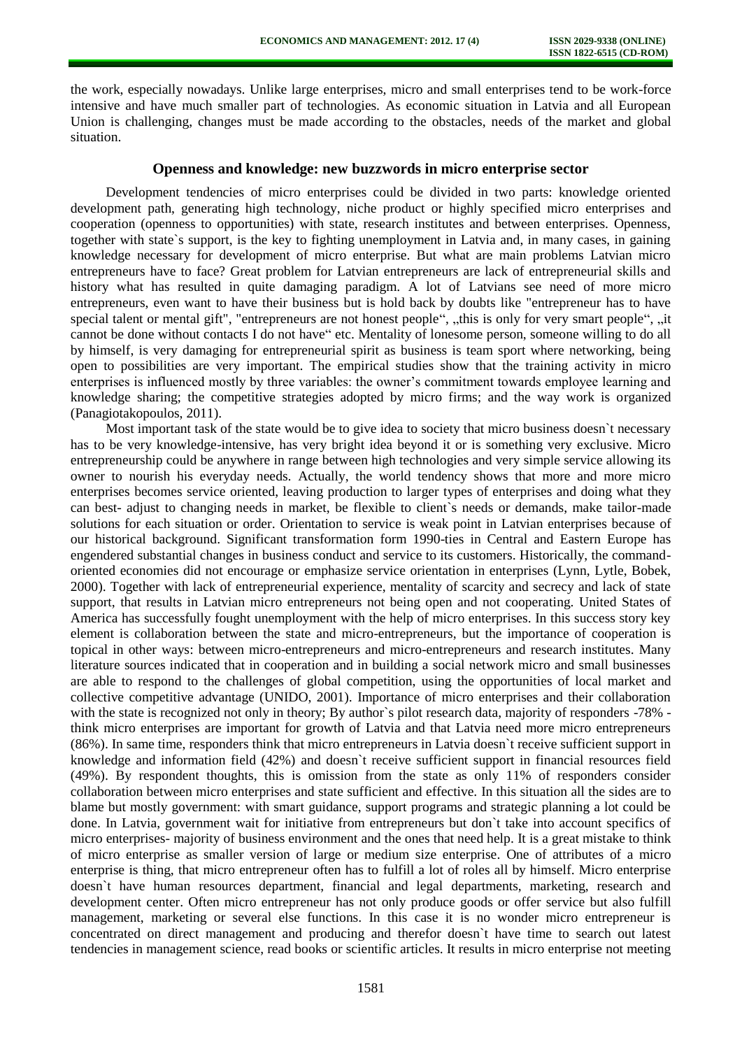the work, especially nowadays. Unlike large enterprises, micro and small enterprises tend to be work-force intensive and have much smaller part of technologies. As economic situation in Latvia and all European Union is challenging, changes must be made according to the obstacles, needs of the market and global situation.

## Openness and knowledge: new buzzwords in micro enterprise sector

Development tendencies of micro enterprises could be divided in two parts: knowledge oriented development path, generating high technology, niche product or highly specified micro enterprises and cooperation (openness to opportunities) with state, research institutes and between enterprises. Openness, together with state`s support, is the key to fighting unemployment in Latvia and, in many cases, in gaining knowledge necessary for development of micro enterprise. But what are main problems Latvian micro entrepreneurs have to face? Great problem for Latvian entrepreneurs are lack of entrepreneurial skills and history what has resulted in quite damaging paradigm. A lot of Latvians see need of more micro entrepreneurs, even want to have their business but is hold back by doubts like "entrepreneur has to have special talent or mental gift", "entrepreneurs are not honest people", „this is only for very smart people", „it cannot be done without contacts I do not have" etc. Mentality of lonesome person, someone willing to do all by himself, is very damaging for entrepreneurial spirit as business is team sport where networking, being open to possibilities are very important. The empirical studies show that the training activity in micro enterprises is influenced mostly by three variables: the owner's commitment towards employee learning and knowledge sharing; the competitive strategies adopted by micro firms; and the way work is organized (Panagiotakopoulos, 2011).

Most important task of the state would be to give idea to society that micro business doesn`t necessary has to be very knowledge-intensive, has very bright idea beyond it or is something very exclusive. Micro entrepreneurship could be anywhere in range between high technologies and very simple service allowing its owner to nourish his everyday needs. Actually, the world tendency shows that more and more micro enterprises becomes service oriented, leaving production to larger types of enterprises and doing what they can best- adjust to changing needs in market, be flexible to client`s needs or demands, make tailor-made solutions for each situation or order. Orientation to service is weak point in Latvian enterprises because of our historical background. Significant transformation form 1990-ties in Central and Eastern Europe has engendered substantial changes in business conduct and service to its customers. Historically, the command-oriented economies did not encourage or emphasize service orientation in enterprises (Lynn, Lytle, Bobek, 2000). Together with lack of entrepreneurial experience, mentality of scarcity and secrecy and lack of state support, that results in Latvian micro entrepreneurs not being open and not cooperating. United States of America has successfully fought unemployment with the help of micro enterprises. In this success story key element is collaboration between the state and micro-entrepreneurs, but the importance of cooperation is topical in other ways: between micro-entrepreneurs and micro-entrepreneurs and research institutes. Many literature sources indicated that in cooperation and in building a social network micro and small businesses are able to respond to the challenges of global competition, using the opportunities of local market and collective competitive advantage (UNIDO, 2001). Importance of micro enterprises and their collaboration with the state is recognized not only in theory; By author`s pilot research data, majority of responders -78% - think micro enterprises are important for growth of Latvia and that Latvia need more micro entrepreneurs (86%). In same time, responders think that micro entrepreneurs in Latvia doesn`t receive sufficient support in knowledge and information field (42%) and doesn`t receive sufficient support in financial resources field (49%). By respondent thoughts, this is omission from the state as only 11% of responders consider collaboration between micro enterprises and state sufficient and effective. In this situation all the sides are to blame but mostly government: with smart guidance, support programs and strategic planning a lot could be done. In Latvia, government wait for initiative from entrepreneurs but don`t take into account specifics of micro enterprises- majority of business environment and the ones that need help. It is a great mistake to think of micro enterprise as smaller version of large or medium size enterprise. One of attributes of a micro enterprise is thing, that micro entrepreneur often has to fulfill a lot of roles all by himself. Micro enterprise doesn`t have human resources department, financial and legal departments, marketing, research and development center. Often micro entrepreneur has not only produce goods or offer service but also fulfill management, marketing or several else functions. In this case it is no wonder micro entrepreneur is concentrated on direct management and producing and therefor doesn`t have time to search out latest tendencies in management science, read books or scientific articles. It results in micro enterprise not meeting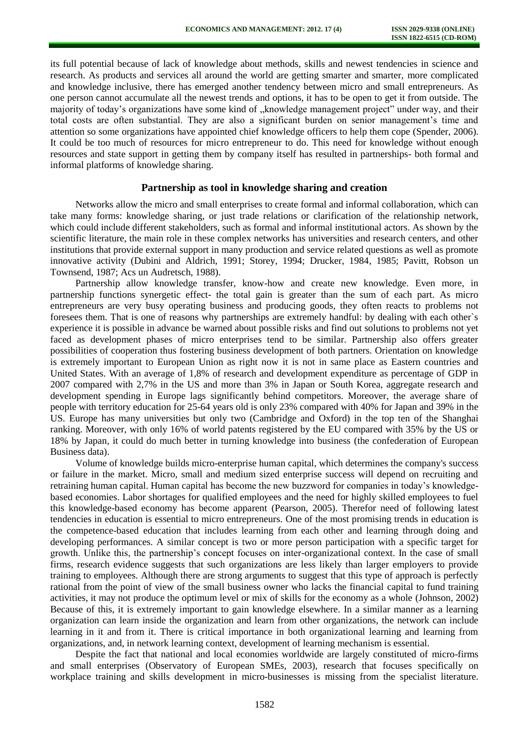its full potential because of lack of knowledge about methods, skills and newest tendencies in science and research. As products and services all around the world are getting smarter and smarter, more complicated and knowledge inclusive, there has emerged another tendency between micro and small entrepreneurs. As one person cannot accumulate all the newest trends and options, it has to be open to get it from outside. The majority of today's organizations have some kind of „knowledge management project" under way, and their total costs are often substantial. They are also a significant burden on senior management's time and attention so some organizations have appointed chief knowledge officers to help them cope (Spender, 2006). It could be too much of resources for micro entrepreneur to do. This need for knowledge without enough resources and state support in getting them by company itself has resulted in partnerships- both formal and informal platforms of knowledge sharing.

## Partnership as tool in knowledge sharing and creation

Networks allow the micro and small enterprises to create formal and informal collaboration, which can take many forms: knowledge sharing, or just trade relations or clarification of the relationship network, which could include different stakeholders, such as formal and informal institutional actors. As shown by the scientific literature, the main role in these complex networks has universities and research centers, and other institutions that provide external support in many production and service related questions as well as promote innovative activity (Dubini and Aldrich, 1991; Storey, 1994; Drucker, 1984, 1985; Pavitt, Robson un Townsend, 1987; Acs un Audretsch, 1988).

Partnership allow knowledge transfer, know-how and create new knowledge. Even more, in partnership functions synergetic effect- the total gain is greater than the sum of each part. As micro entrepreneurs are very busy operating business and producing goods, they often reacts to problems not foresees them. That is one of reasons why partnerships are extremely handful: by dealing with each other`s experience it is possible in advance be warned about possible risks and find out solutions to problems not yet faced as development phases of micro enterprises tend to be similar. Partnership also offers greater possibilities of cooperation thus fostering business development of both partners. Orientation on knowledge is extremely important to European Union as right now it is not in same place as Eastern countries and United States. With an average of 1,8% of research and development expenditure as percentage of GDP in 2007 compared with 2,7% in the US and more than 3% in Japan or South Korea, aggregate research and development spending in Europe lags significantly behind competitors. Moreover, the average share of people with territory education for 25-64 years old is only 23% compared with 40% for Japan and 39% in the US. Europe has many universities but only two (Cambridge and Oxford) in the top ten of the Shanghai ranking. Moreover, with only 16% of world patents registered by the EU compared with 35% by the US or 18% by Japan, it could do much better in turning knowledge into business (the confederation of European Business data).

Volume of knowledge builds micro-enterprise human capital, which determines the company's success or failure in the market. Micro, small and medium sized enterprise success will depend on recruiting and retraining human capital. Human capital has become the new buzzword for companies in today's knowledge-based economies. Labor shortages for qualified employees and the need for highly skilled employees to fuel this knowledge-based economy has become apparent (Pearson, 2005). Therefor need of following latest tendencies in education is essential to micro entrepreneurs. One of the most promising trends in education is the competence-based education that includes learning from each other and learning through doing and developing performances. A similar concept is two or more person participation with a specific target for growth. Unlike this, the partnership's concept focuses on inter-organizational context. In the case of small firms, research evidence suggests that such organizations are less likely than larger employers to provide training to employees. Although there are strong arguments to suggest that this type of approach is perfectly rational from the point of view of the small business owner who lacks the financial capital to fund training activities, it may not produce the optimum level or mix of skills for the economy as a whole (Johnson, 2002) Because of this, it is extremely important to gain knowledge elsewhere. In a similar manner as a learning organization can learn inside the organization and learn from other organizations, the network can include learning in it and from it. There is critical importance in both organizational learning and learning from organizations, and, in network learning context, development of learning mechanism is essential.

Despite the fact that national and local economies worldwide are largely constituted of micro-firms and small enterprises (Observatory of European SMEs, 2003), research that focuses specifically on workplace training and skills development in micro-businesses is missing from the specialist literature.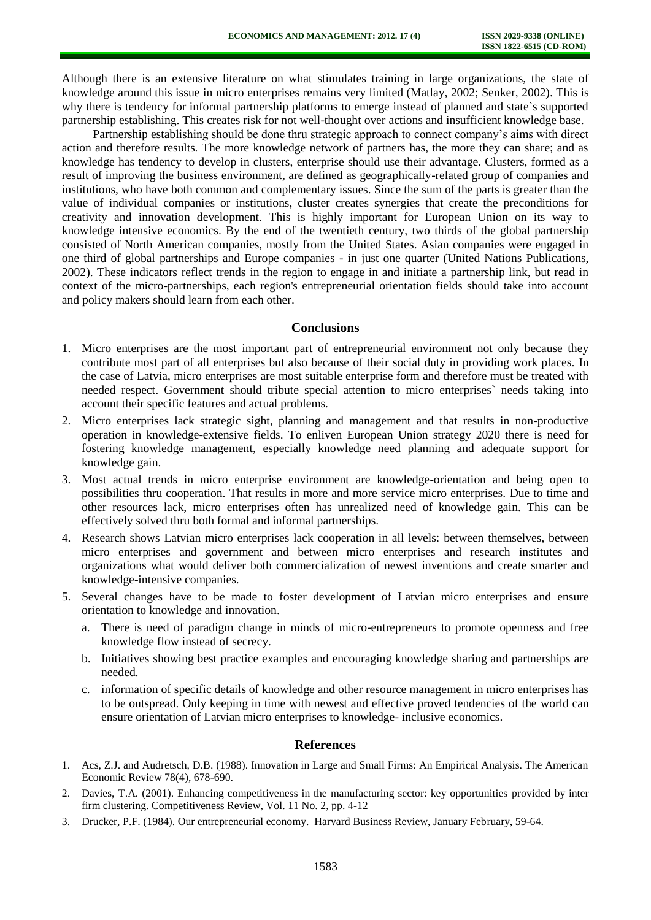Although there is an extensive literature on what stimulates training in large organizations, the state of knowledge around this issue in micro enterprises remains very limited (Matlay, 2002; Senker, 2002). This is why there is tendency for informal partnership platforms to emerge instead of planned and state`s supported partnership establishing. This creates risk for not well-thought over actions and insufficient knowledge base.

Partnership establishing should be done thru strategic approach to connect company's aims with direct action and therefore results. The more knowledge network of partners has, the more they can share; and as knowledge has tendency to develop in clusters, enterprise should use their advantage. Clusters, formed as a result of improving the business environment, are defined as geographically-related group of companies and institutions, who have both common and complementary issues. Since the sum of the parts is greater than the value of individual companies or institutions, cluster creates synergies that create the preconditions for creativity and innovation development. This is highly important for European Union on its way to knowledge intensive economics. By the end of the twentieth century, two thirds of the global partnership consisted of North American companies, mostly from the United States. Asian companies were engaged in one third of global partnerships and Europe companies - in just one quarter (United Nations Publications, 2002). These indicators reflect trends in the region to engage in and initiate a partnership link, but read in context of the micro-partnerships, each region's entrepreneurial orientation fields should take into account and policy makers should learn from each other.

## Conclusions

1. Micro enterprises are the most important part of entrepreneurial environment not only because they contribute most part of all enterprises but also because of their social duty in providing work places. In the case of Latvia, micro enterprises are most suitable enterprise form and therefore must be treated with needed respect. Government should tribute special attention to micro enterprises` needs taking into account their specific features and actual problems.
2. Micro enterprises lack strategic sight, planning and management and that results in non-productive operation in knowledge-extensive fields. To enliven European Union strategy 2020 there is need for fostering knowledge management, especially knowledge need planning and adequate support for knowledge gain.
3. Most actual trends in micro enterprise environment are knowledge-orientation and being open to possibilities thru cooperation. That results in more and more service micro enterprises. Due to time and other resources lack, micro enterprises often has unrealized need of knowledge gain. This can be effectively solved thru both formal and informal partnerships.
4. Research shows Latvian micro enterprises lack cooperation in all levels: between themselves, between micro enterprises and government and between micro enterprises and research institutes and organizations what would deliver both commercialization of newest inventions and create smarter and knowledge-intensive companies.
5. Several changes have to be made to foster development of Latvian micro enterprises and ensure orientation to knowledge and innovation.
   a. There is need of paradigm change in minds of micro-entrepreneurs to promote openness and free knowledge flow instead of secrecy.
   b. Initiatives showing best practice examples and encouraging knowledge sharing and partnerships are needed.
   c. information of specific details of knowledge and other resource management in micro enterprises has to be outspread. Only keeping in time with newest and effective proved tendencies of the world can ensure orientation of Latvian micro enterprises to knowledge- inclusive economics.

## References

1. Acs, Z.J. and Audretsch, D.B. (1988). Innovation in Large and Small Firms: An Empirical Analysis. The American Economic Review 78(4), 678-690.
2. Davies, T.A. (2001). Enhancing competitiveness in the manufacturing sector: key opportunities provided by inter firm clustering. Competitiveness Review, Vol. 11 No. 2, pp. 4-12
3. Drucker, P.F. (1984). Our entrepreneurial economy. Harvard Business Review, January February, 59-64.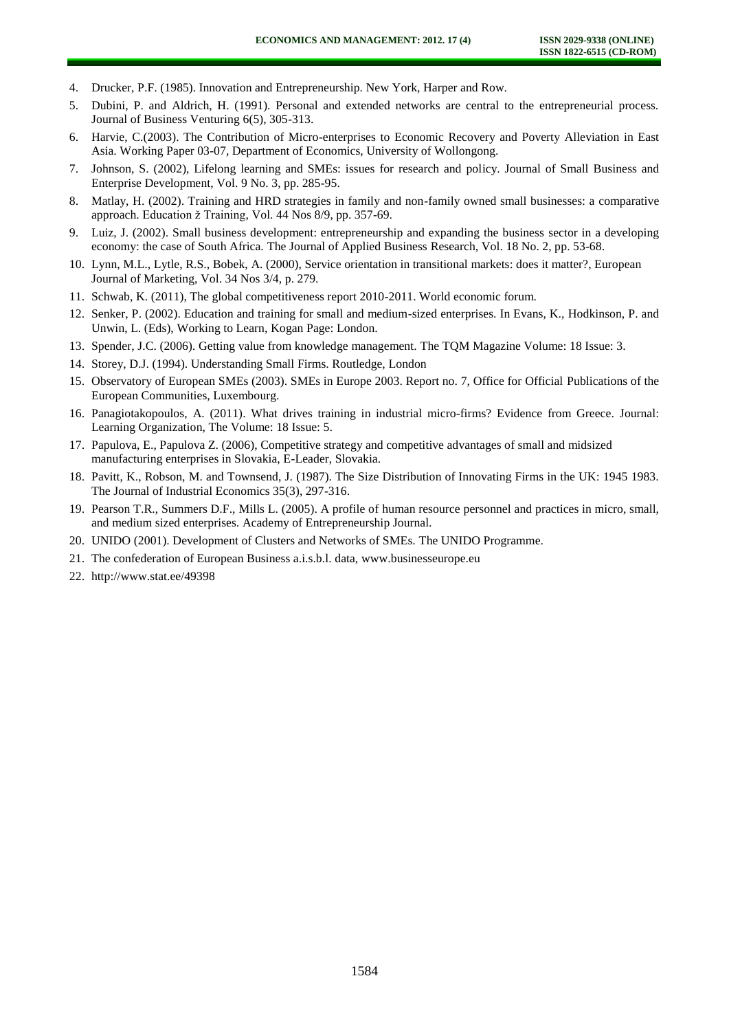4. Drucker, P.F. (1985). Innovation and Entrepreneurship. New York, Harper and Row.
5. Dubini, P. and Aldrich, H. (1991). Personal and extended networks are central to the entrepreneurial process. Journal of Business Venturing 6(5), 305-313.
6. Harvie, C.(2003). The Contribution of Micro-enterprises to Economic Recovery and Poverty Alleviation in East Asia. Working Paper 03-07, Department of Economics, University of Wollongong.
7. Johnson, S. (2002), Lifelong learning and SMEs: issues for research and policy. Journal of Small Business and Enterprise Development, Vol. 9 No. 3, pp. 285-95.
8. Matlay, H. (2002). Training and HRD strategies in family and non-family owned small businesses: a comparative approach. Education ž Training, Vol. 44 Nos 8/9, pp. 357-69.
9. Luiz, J. (2002). Small business development: entrepreneurship and expanding the business sector in a developing economy: the case of South Africa. The Journal of Applied Business Research, Vol. 18 No. 2, pp. 53-68.
10. Lynn, M.L., Lytle, R.S., Bobek, A. (2000), Service orientation in transitional markets: does it matter?, European Journal of Marketing, Vol. 34 Nos 3/4, p. 279.
11. Schwab, K. (2011), The global competitiveness report 2010-2011. World economic forum.
12. Senker, P. (2002). Education and training for small and medium-sized enterprises. In Evans, K., Hodkinson, P. and Unwin, L. (Eds), Working to Learn, Kogan Page: London.
13. Spender, J.C. (2006). Getting value from knowledge management. The TQM Magazine Volume: 18 Issue: 3.
14. Storey, D.J. (1994). Understanding Small Firms. Routledge, London
15. Observatory of European SMEs (2003). SMEs in Europe 2003. Report no. 7, Office for Official Publications of the European Communities, Luxembourg.
16. Panagiotakopoulos, A. (2011). What drives training in industrial micro-firms? Evidence from Greece. Journal: Learning Organization, The Volume: 18 Issue: 5.
17. Papulova, E., Papulova Z. (2006), Competitive strategy and competitive advantages of small and midsized manufacturing enterprises in Slovakia, E-Leader, Slovakia.
18. Pavitt, K., Robson, M. and Townsend, J. (1987). The Size Distribution of Innovating Firms in the UK: 1945 1983. The Journal of Industrial Economics 35(3), 297-316.
19. Pearson T.R., Summers D.F., Mills L. (2005). A profile of human resource personnel and practices in micro, small, and medium sized enterprises. Academy of Entrepreneurship Journal.
20. UNIDO (2001). Development of Clusters and Networks of SMEs. The UNIDO Programme.
21. The confederation of European Business a.i.s.b.l. data, www.businesseurope.eu
22. http://www.stat.ee/49398